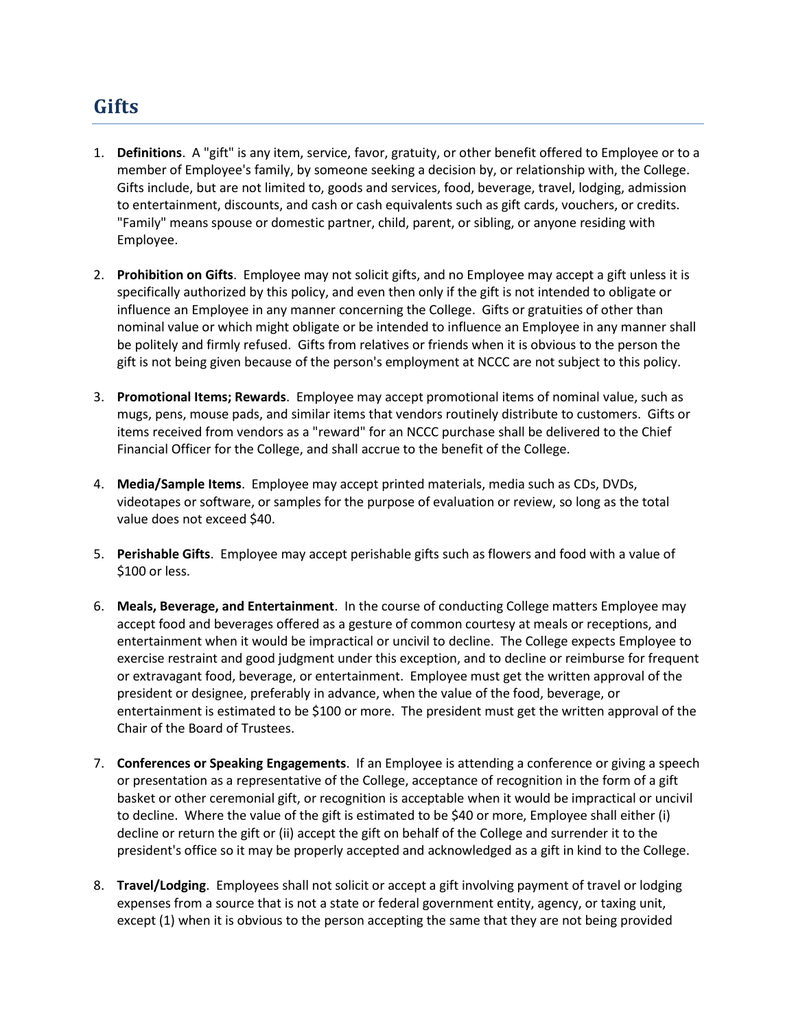# Gifts

1. **Definitions**. A "gift" is any item, service, favor, gratuity, or other benefit offered to Employee or to a member of Employee's family, by someone seeking a decision by, or relationship with, the College. Gifts include, but are not limited to, goods and services, food, beverage, travel, lodging, admission to entertainment, discounts, and cash or cash equivalents such as gift cards, vouchers, or credits. "Family" means spouse or domestic partner, child, parent, or sibling, or anyone residing with Employee.

2. **Prohibition on Gifts**. Employee may not solicit gifts, and no Employee may accept a gift unless it is specifically authorized by this policy, and even then only if the gift is not intended to obligate or influence an Employee in any manner concerning the College. Gifts or gratuities of other than nominal value or which might obligate or be intended to influence an Employee in any manner shall be politely and firmly refused. Gifts from relatives or friends when it is obvious to the person the gift is not being given because of the person's employment at NCCC are not subject to this policy.

3. **Promotional Items; Rewards**. Employee may accept promotional items of nominal value, such as mugs, pens, mouse pads, and similar items that vendors routinely distribute to customers. Gifts or items received from vendors as a "reward" for an NCCC purchase shall be delivered to the Chief Financial Officer for the College, and shall accrue to the benefit of the College.

4. **Media/Sample Items**. Employee may accept printed materials, media such as CDs, DVDs, videotapes or software, or samples for the purpose of evaluation or review, so long as the total value does not exceed $40.

5. **Perishable Gifts**. Employee may accept perishable gifts such as flowers and food with a value of $100 or less.

6. **Meals, Beverage, and Entertainment**. In the course of conducting College matters Employee may accept food and beverages offered as a gesture of common courtesy at meals or receptions, and entertainment when it would be impractical or uncivil to decline. The College expects Employee to exercise restraint and good judgment under this exception, and to decline or reimburse for frequent or extravagant food, beverage, or entertainment. Employee must get the written approval of the president or designee, preferably in advance, when the value of the food, beverage, or entertainment is estimated to be $100 or more. The president must get the written approval of the Chair of the Board of Trustees.

7. **Conferences or Speaking Engagements**. If an Employee is attending a conference or giving a speech or presentation as a representative of the College, acceptance of recognition in the form of a gift basket or other ceremonial gift, or recognition is acceptable when it would be impractical or uncivil to decline. Where the value of the gift is estimated to be $40 or more, Employee shall either (i) decline or return the gift or (ii) accept the gift on behalf of the College and surrender it to the president's office so it may be properly accepted and acknowledged as a gift in kind to the College.

8. **Travel/Lodging**. Employees shall not solicit or accept a gift involving payment of travel or lodging expenses from a source that is not a state or federal government entity, agency, or taxing unit, except (1) when it is obvious to the person accepting the same that they are not being provided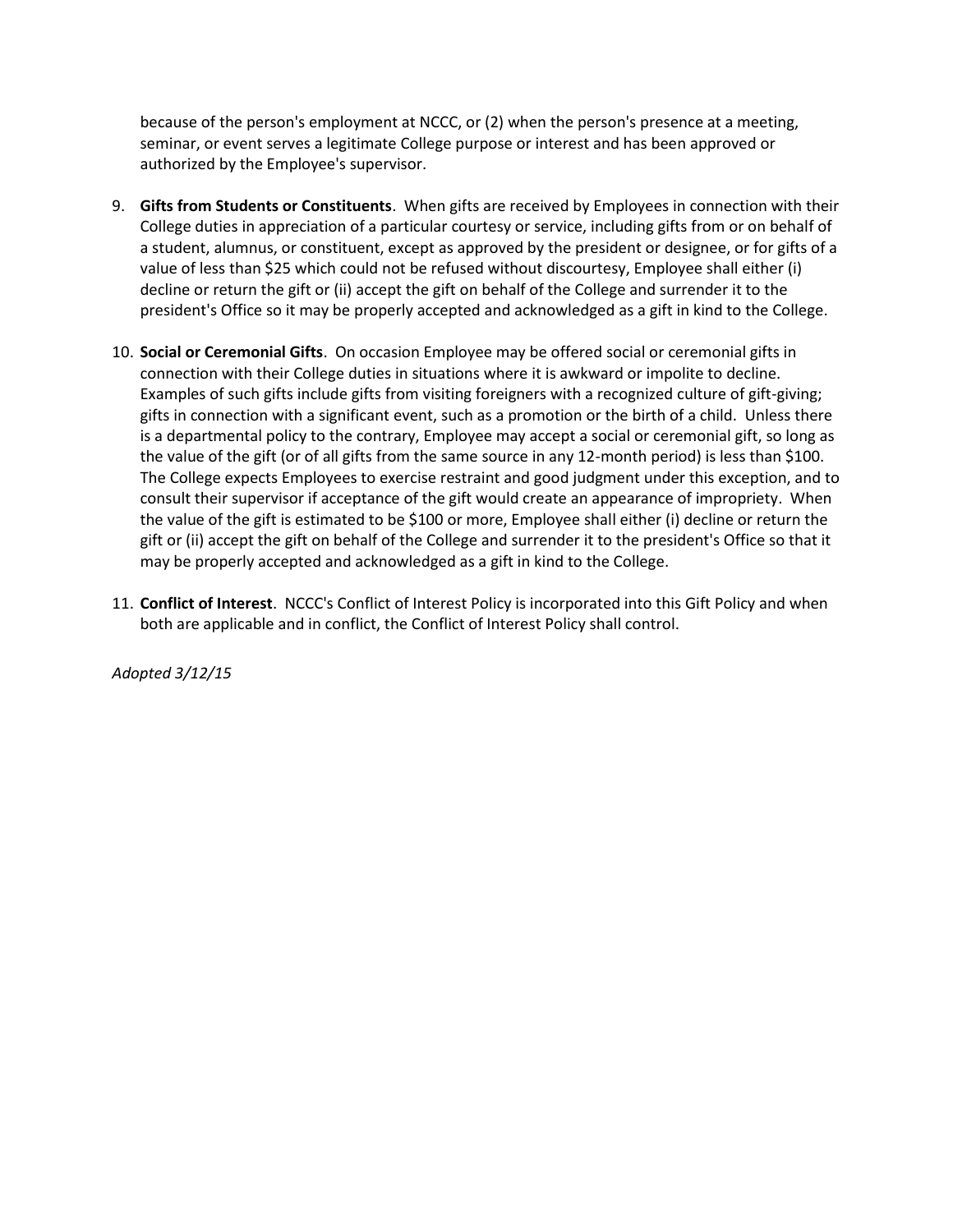because of the person's employment at NCCC, or (2) when the person's presence at a meeting, seminar, or event serves a legitimate College purpose or interest and has been approved or authorized by the Employee's supervisor.

9. **Gifts from Students or Constituents**. When gifts are received by Employees in connection with their College duties in appreciation of a particular courtesy or service, including gifts from or on behalf of a student, alumnus, or constituent, except as approved by the president or designee, or for gifts of a value of less than $25 which could not be refused without discourtesy, Employee shall either (i) decline or return the gift or (ii) accept the gift on behalf of the College and surrender it to the president's Office so it may be properly accepted and acknowledged as a gift in kind to the College.

10. **Social or Ceremonial Gifts**. On occasion Employee may be offered social or ceremonial gifts in connection with their College duties in situations where it is awkward or impolite to decline. Examples of such gifts include gifts from visiting foreigners with a recognized culture of gift-giving; gifts in connection with a significant event, such as a promotion or the birth of a child. Unless there is a departmental policy to the contrary, Employee may accept a social or ceremonial gift, so long as the value of the gift (or of all gifts from the same source in any 12-month period) is less than $100. The College expects Employees to exercise restraint and good judgment under this exception, and to consult their supervisor if acceptance of the gift would create an appearance of impropriety. When the value of the gift is estimated to be $100 or more, Employee shall either (i) decline or return the gift or (ii) accept the gift on behalf of the College and surrender it to the president's Office so that it may be properly accepted and acknowledged as a gift in kind to the College.

11. **Conflict of Interest**. NCCC's Conflict of Interest Policy is incorporated into this Gift Policy and when both are applicable and in conflict, the Conflict of Interest Policy shall control.

*Adopted 3/12/15*